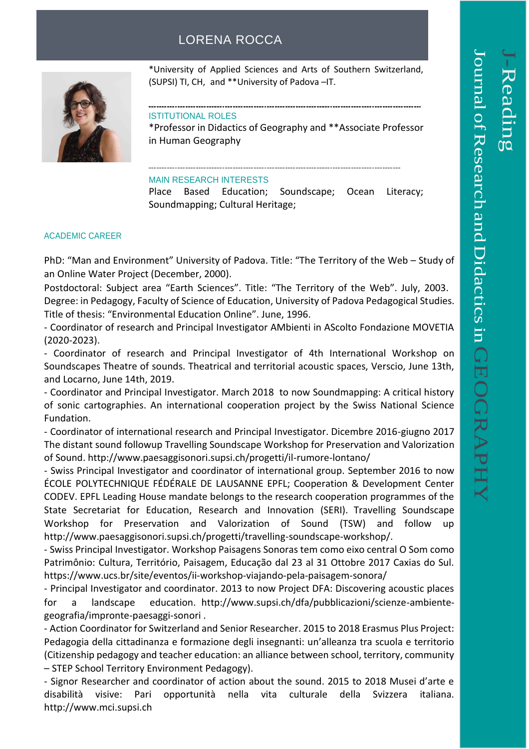# LORENA ROCCA

*University of Applied Sciences and Arts of Southern Switzerland, (SUPSI) TI, CH, and **University of Padova –IT.

## ISTITUTIONAL ROLES

*Professor in Didactics of Geography and **Associate Professor in Human Geography

## MAIN RESEARCH INTERESTS

Place Based Education; Soundscape; Ocean Literacy; Soundmapping; Cultural Heritage;

## ACADEMIC CAREER

PhD: "Man and Environment" University of Padova. Title: "The Territory of the Web – Study of an Online Water Project (December, 2000).

Postdoctoral: Subject area "Earth Sciences". Title: "The Territory of the Web". July, 2003.

Degree: in Pedagogy, Faculty of Science of Education, University of Padova Pedagogical Studies. Title of thesis: "Environmental Education Online". June, 1996.

- Coordinator of research and Principal Investigator AMbienti in AScolto Fondazione MOVETIA (2020-2023).
- Coordinator of research and Principal Investigator of 4th International Workshop on Soundscapes Theatre of sounds. Theatrical and territorial acoustic spaces, Verscio, June 13th, and Locarno, June 14th, 2019.
- Coordinator and Principal Investigator. March 2018 to now Soundmapping: A critical history of sonic cartographies. An international cooperation project by the Swiss National Science Fundation.
- Coordinator of international research and Principal Investigator. Dicembre 2016-giugno 2017 The distant sound followup Travelling Soundscape Workshop for Preservation and Valorization of Sound. http://www.paesaggisonori.supsi.ch/progetti/il-rumore-lontano/
- Swiss Principal Investigator and coordinator of international group. September 2016 to now ÉCOLE POLYTECHNIQUE FÉDÉRALE DE LAUSANNE EPFL; Cooperation & Development Center CODEV. EPFL Leading House mandate belongs to the research cooperation programmes of the State Secretariat for Education, Research and Innovation (SERI). Travelling Soundscape Workshop for Preservation and Valorization of Sound (TSW) and follow up http://www.paesaggisonori.supsi.ch/progetti/travelling-soundscape-workshop/.
- Swiss Principal Investigator. Workshop Paisagens Sonoras tem como eixo central O Som como Patrimônio: Cultura, Território, Paisagem, Educação dal 23 al 31 Ottobre 2017 Caxias do Sul. https://www.ucs.br/site/eventos/ii-workshop-viajando-pela-paisagem-sonora/
- Principal Investigator and coordinator. 2013 to now Project DFA: Discovering acoustic places for a landscape education. http://www.supsi.ch/dfa/pubblicazioni/scienze-ambiente-geografia/impronte-paesaggi-sonori .
- Action Coordinator for Switzerland and Senior Researcher. 2015 to 2018 Erasmus Plus Project: Pedagogia della cittadinanza e formazione degli insegnanti: un'alleanza tra scuola e territorio (Citizenship pedagogy and teacher education: an alliance between school, territory, community – STEP School Territory Environment Pedagogy).
- Signor Researcher and coordinator of action about the sound. 2015 to 2018 Musei d'arte e disabilità visive: Pari opportunità nella vita culturale della Svizzera italiana. http://www.mci.supsi.ch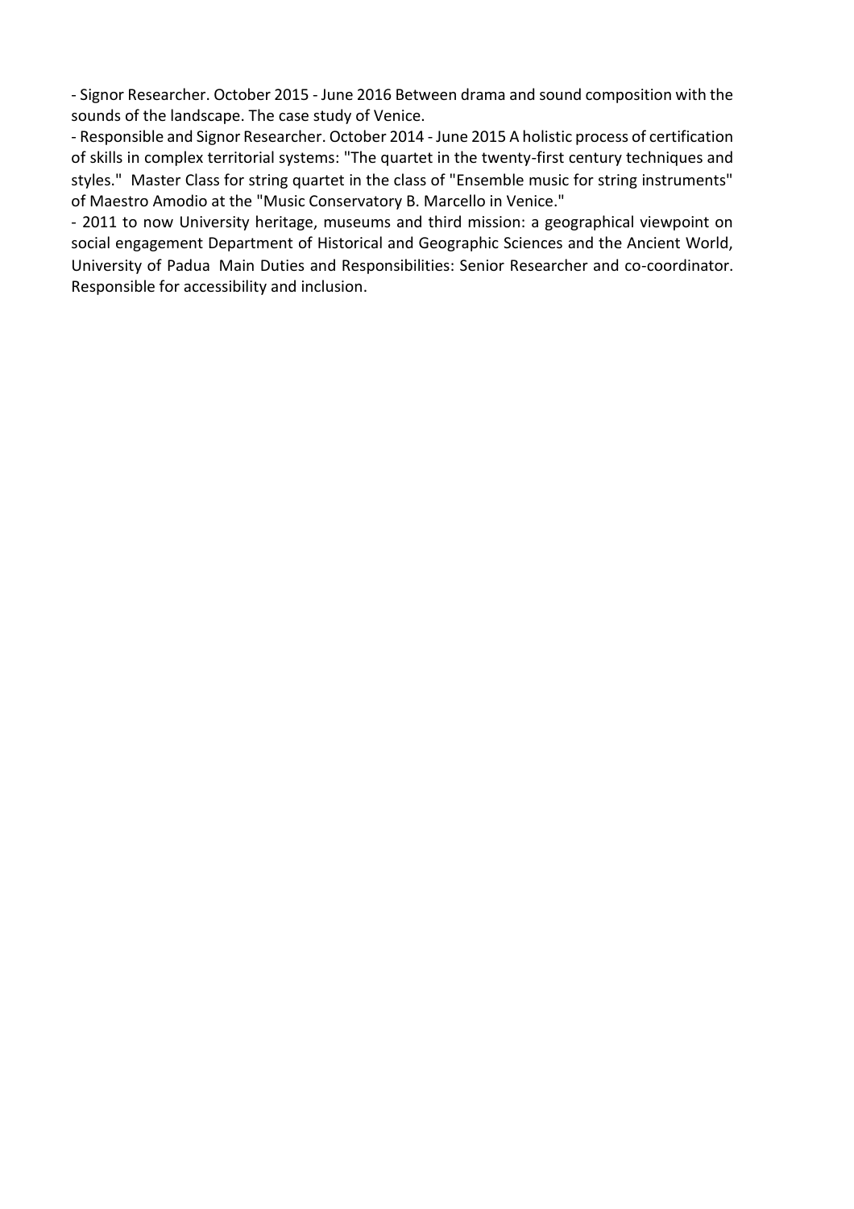- Signor Researcher. October 2015 - June 2016 Between drama and sound composition with the sounds of the landscape. The case study of Venice.
- Responsible and Signor Researcher. October 2014 - June 2015 A holistic process of certification of skills in complex territorial systems: "The quartet in the twenty-first century techniques and styles." Master Class for string quartet in the class of "Ensemble music for string instruments" of Maestro Amodio at the "Music Conservatory B. Marcello in Venice."
- 2011 to now University heritage, museums and third mission: a geographical viewpoint on social engagement Department of Historical and Geographic Sciences and the Ancient World, University of Padua Main Duties and Responsibilities: Senior Researcher and co-coordinator. Responsible for accessibility and inclusion.